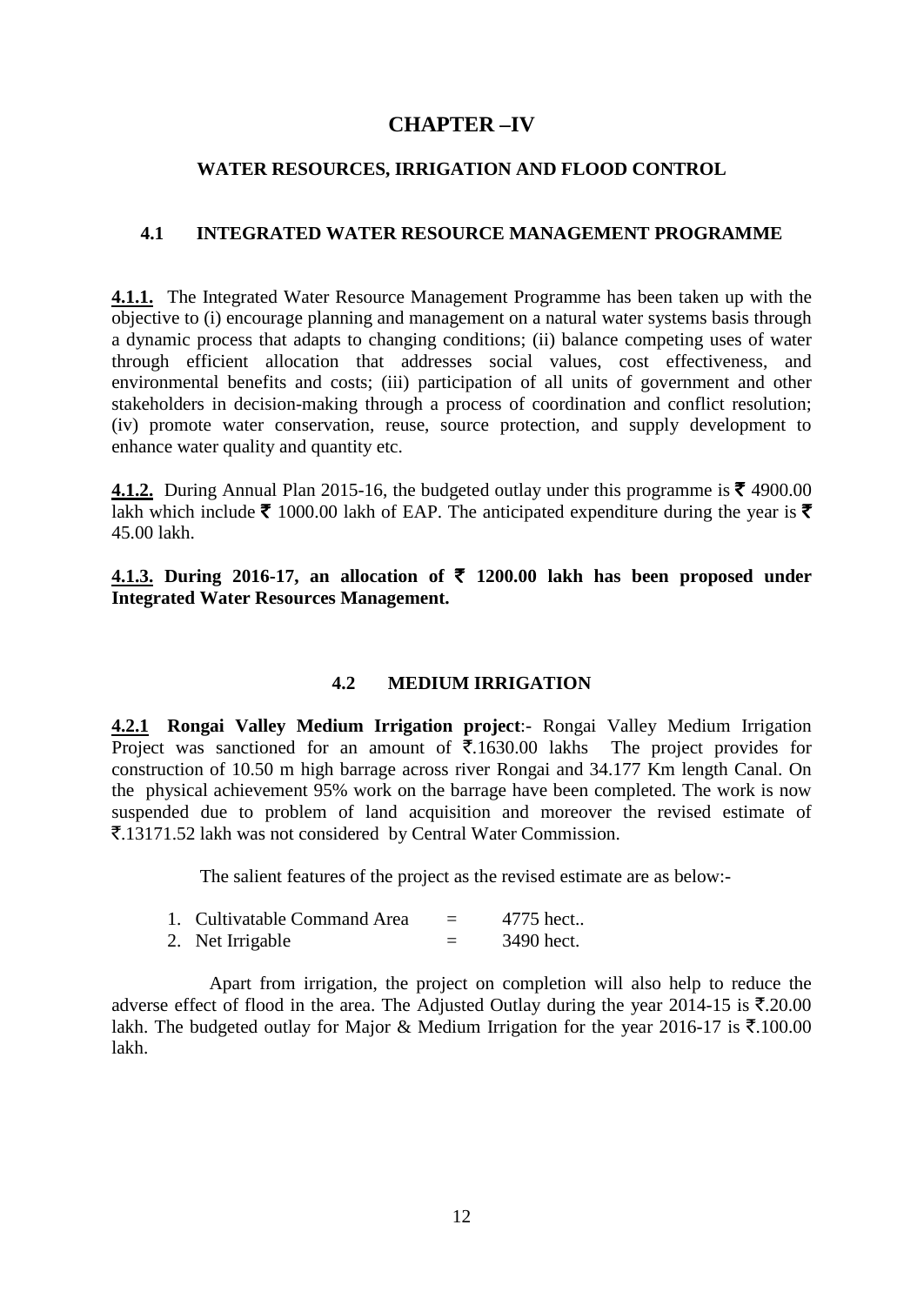# CHAPTER –IV

## WATER RESOURCES, IRRIGATION AND FLOOD CONTROL

### 4.1 INTEGRATED WATER RESOURCE MANAGEMENT PROGRAMME

**4.1.1.** The Integrated Water Resource Management Programme has been taken up with the objective to (i) encourage planning and management on a natural water systems basis through a dynamic process that adapts to changing conditions; (ii) balance competing uses of water through efficient allocation that addresses social values, cost effectiveness, and environmental benefits and costs; (iii) participation of all units of government and other stakeholders in decision-making through a process of coordination and conflict resolution; (iv) promote water conservation, reuse, source protection, and supply development to enhance water quality and quantity etc.

**4.1.2.** During Annual Plan 2015-16, the budgeted outlay under this programme is ₹ 4900.00 lakh which include ₹ 1000.00 lakh of EAP. The anticipated expenditure during the year is ₹ 45.00 lakh.

**4.1.3. During 2016-17, an allocation of ₹ 1200.00 lakh has been proposed under Integrated Water Resources Management.**

### 4.2 MEDIUM IRRIGATION

**4.2.1 Rongai Valley Medium Irrigation project**:- Rongai Valley Medium Irrigation Project was sanctioned for an amount of ₹.1630.00 lakhs The project provides for construction of 10.50 m high barrage across river Rongai and 34.177 Km length Canal. On the physical achievement 95% work on the barrage have been completed. The work is now suspended due to problem of land acquisition and moreover the revised estimate of ₹.13171.52 lakh was not considered by Central Water Commission.

The salient features of the project as the revised estimate are as below:-

1. Cultivatable Command Area = 4775 hect..
2. Net Irrigable = 3490 hect.

Apart from irrigation, the project on completion will also help to reduce the adverse effect of flood in the area. The Adjusted Outlay during the year 2014-15 is ₹.20.00 lakh. The budgeted outlay for Major & Medium Irrigation for the year 2016-17 is ₹.100.00 lakh.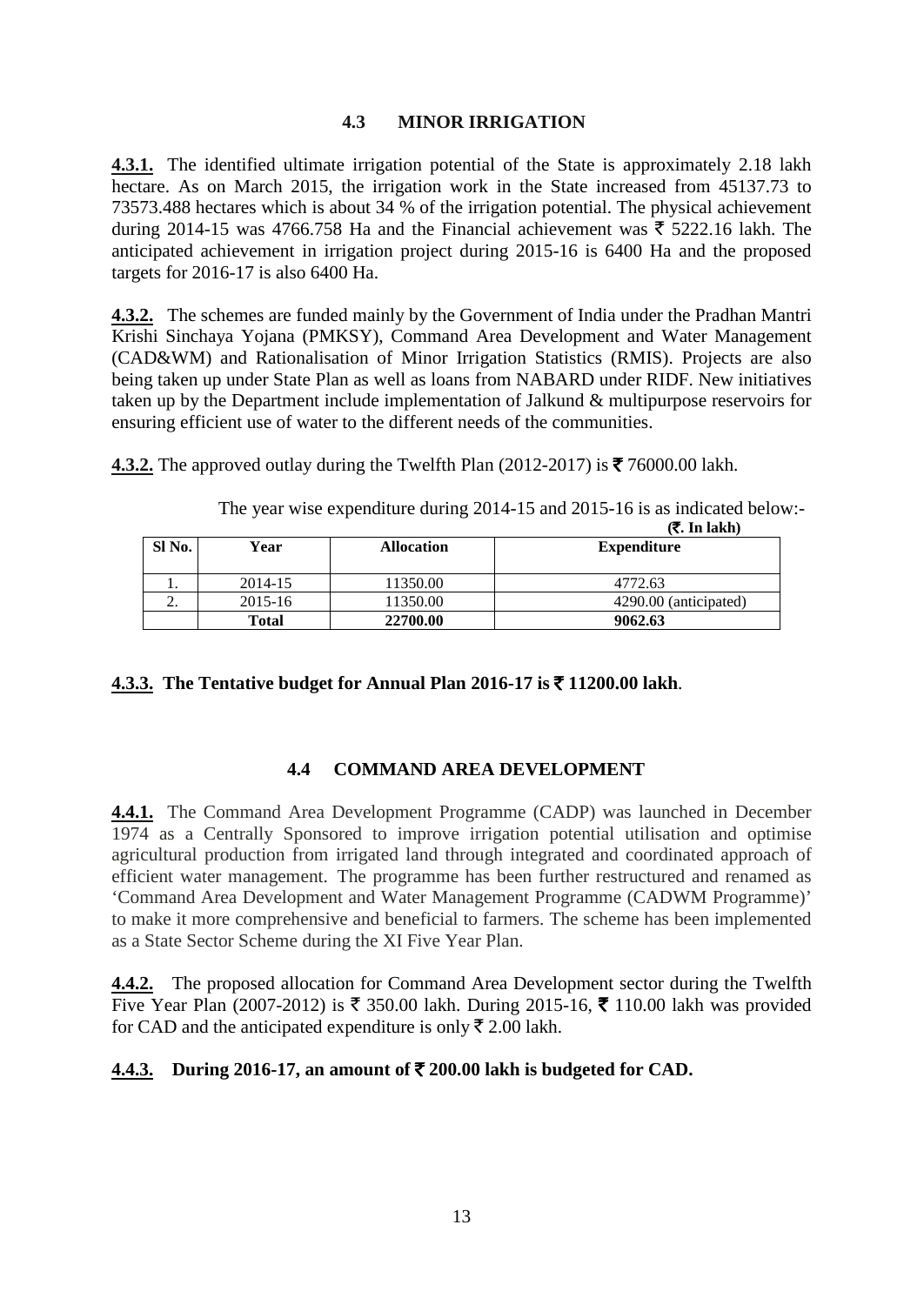## 4.3 MINOR IRRIGATION

**4.3.1.** The identified ultimate irrigation potential of the State is approximately 2.18 lakh hectare. As on March 2015, the irrigation work in the State increased from 45137.73 to 73573.488 hectares which is about 34 % of the irrigation potential. The physical achievement during 2014-15 was 4766.758 Ha and the Financial achievement was ₹ 5222.16 lakh. The anticipated achievement in irrigation project during 2015-16 is 6400 Ha and the proposed targets for 2016-17 is also 6400 Ha.

**4.3.2.** The schemes are funded mainly by the Government of India under the Pradhan Mantri Krishi Sinchaya Yojana (PMKSY), Command Area Development and Water Management (CAD&WM) and Rationalisation of Minor Irrigation Statistics (RMIS). Projects are also being taken up under State Plan as well as loans from NABARD under RIDF. New initiatives taken up by the Department include implementation of Jalkund & multipurpose reservoirs for ensuring efficient use of water to the different needs of the communities.

**4.3.2.** The approved outlay during the Twelfth Plan (2012-2017) is ₹ 76000.00 lakh.

The year wise expenditure during 2014-15 and 2015-16 is as indicated below:-

**(₹. In lakh)**

| Sl No. | Year | Allocation | Expenditure |
|---|---|---|---|
| 1. | 2014-15 | 11350.00 | 4772.63 |
| 2. | 2015-16 | 11350.00 | 4290.00 (anticipated) |
| | **Total** | **22700.00** | **9062.63** |

**4.3.3. The Tentative budget for Annual Plan 2016-17 is ₹ 11200.00 lakh**.

## 4.4 COMMAND AREA DEVELOPMENT

**4.4.1.** The Command Area Development Programme (CADP) was launched in December 1974 as a Centrally Sponsored to improve irrigation potential utilisation and optimise agricultural production from irrigated land through integrated and coordinated approach of efficient water management. The programme has been further restructured and renamed as 'Command Area Development and Water Management Programme (CADWM Programme)' to make it more comprehensive and beneficial to farmers. The scheme has been implemented as a State Sector Scheme during the XI Five Year Plan.

**4.4.2.** The proposed allocation for Command Area Development sector during the Twelfth Five Year Plan (2007-2012) is ₹ 350.00 lakh. During 2015-16, ₹ 110.00 lakh was provided for CAD and the anticipated expenditure is only ₹ 2.00 lakh.

**4.4.3. During 2016-17, an amount of ₹ 200.00 lakh is budgeted for CAD.**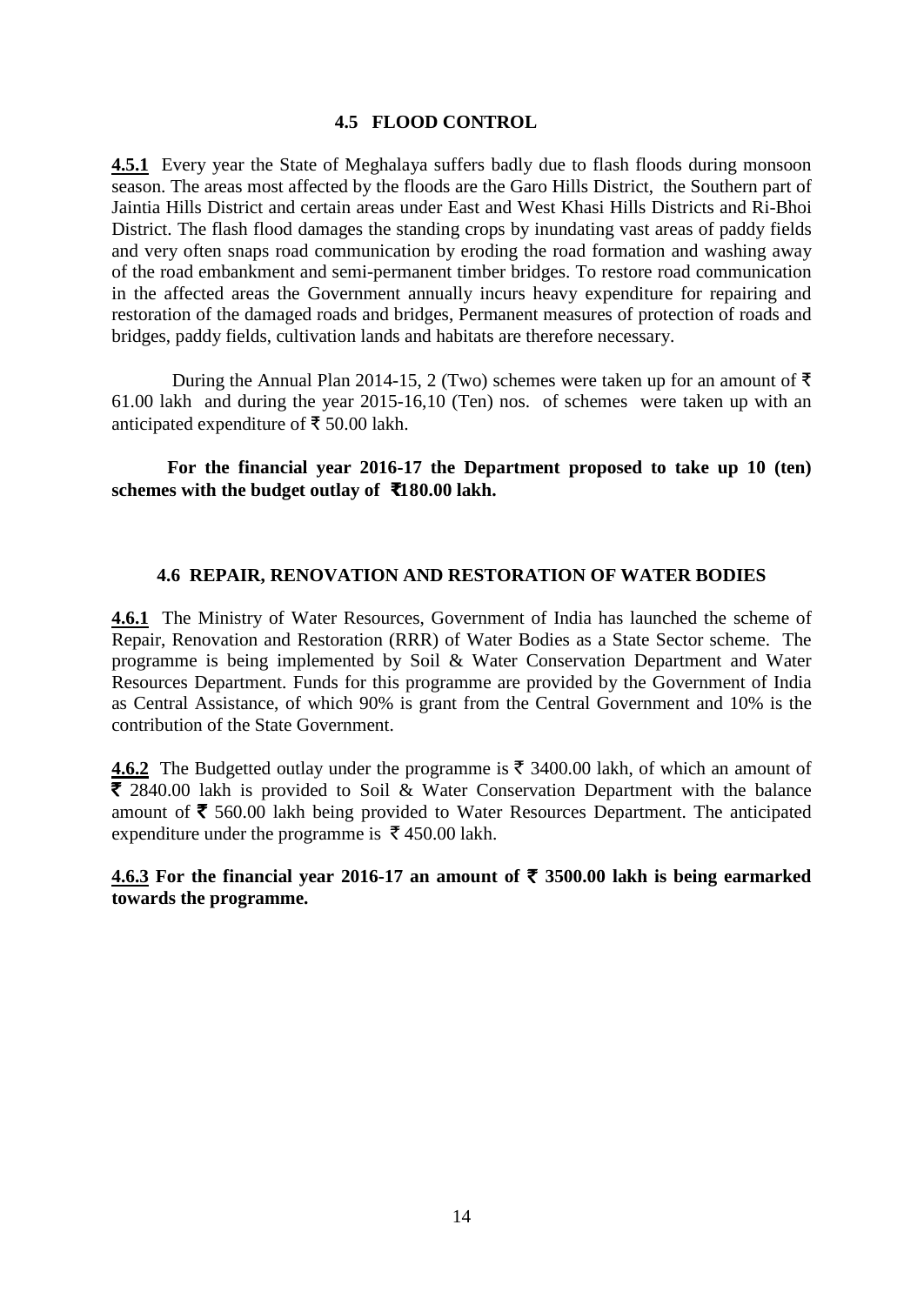## 4.5 FLOOD CONTROL

**4.5.1** Every year the State of Meghalaya suffers badly due to flash floods during monsoon season. The areas most affected by the floods are the Garo Hills District, the Southern part of Jaintia Hills District and certain areas under East and West Khasi Hills Districts and Ri-Bhoi District. The flash flood damages the standing crops by inundating vast areas of paddy fields and very often snaps road communication by eroding the road formation and washing away of the road embankment and semi-permanent timber bridges. To restore road communication in the affected areas the Government annually incurs heavy expenditure for repairing and restoration of the damaged roads and bridges, Permanent measures of protection of roads and bridges, paddy fields, cultivation lands and habitats are therefore necessary.

During the Annual Plan 2014-15, 2 (Two) schemes were taken up for an amount of ₹ 61.00 lakh and during the year 2015-16,10 (Ten) nos. of schemes were taken up with an anticipated expenditure of ₹ 50.00 lakh.

**For the financial year 2016-17 the Department proposed to take up 10 (ten) schemes with the budget outlay of ₹180.00 lakh.**

## 4.6 REPAIR, RENOVATION AND RESTORATION OF WATER BODIES

**4.6.1** The Ministry of Water Resources, Government of India has launched the scheme of Repair, Renovation and Restoration (RRR) of Water Bodies as a State Sector scheme. The programme is being implemented by Soil & Water Conservation Department and Water Resources Department. Funds for this programme are provided by the Government of India as Central Assistance, of which 90% is grant from the Central Government and 10% is the contribution of the State Government.

**4.6.2** The Budgetted outlay under the programme is ₹ 3400.00 lakh, of which an amount of ₹ 2840.00 lakh is provided to Soil & Water Conservation Department with the balance amount of ₹ 560.00 lakh being provided to Water Resources Department. The anticipated expenditure under the programme is ₹ 450.00 lakh.

**4.6.3 For the financial year 2016-17 an amount of ₹ 3500.00 lakh is being earmarked towards the programme.**